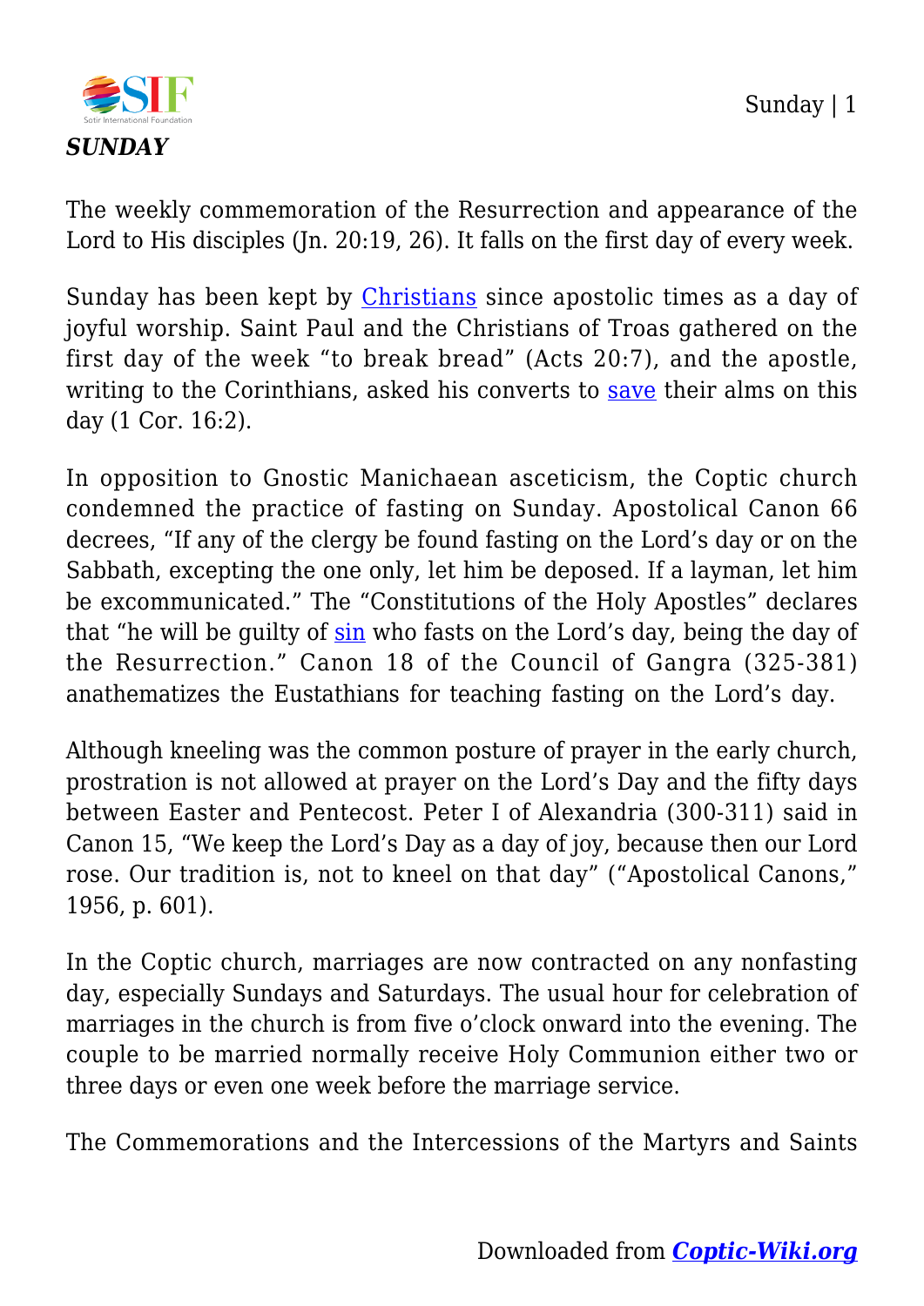# SUNDAY

The weekly commemoration of the Resurrection and appearance of the Lord to His disciples (Jn. 20:19, 26). It falls on the first day of every week.

Sunday has been kept by Christians since apostolic times as a day of joyful worship. Saint Paul and the Christians of Troas gathered on the first day of the week "to break bread" (Acts 20:7), and the apostle, writing to the Corinthians, asked his converts to save their alms on this day (1 Cor. 16:2).

In opposition to Gnostic Manichaean asceticism, the Coptic church condemned the practice of fasting on Sunday. Apostolical Canon 66 decrees, "If any of the clergy be found fasting on the Lord's day or on the Sabbath, excepting the one only, let him be deposed. If a layman, let him be excommunicated." The "Constitutions of the Holy Apostles" declares that "he will be guilty of sin who fasts on the Lord's day, being the day of the Resurrection." Canon 18 of the Council of Gangra (325-381) anathematizes the Eustathians for teaching fasting on the Lord's day.

Although kneeling was the common posture of prayer in the early church, prostration is not allowed at prayer on the Lord's Day and the fifty days between Easter and Pentecost. Peter I of Alexandria (300-311) said in Canon 15, "We keep the Lord's Day as a day of joy, because then our Lord rose. Our tradition is, not to kneel on that day" ("Apostolical Canons," 1956, p. 601).

In the Coptic church, marriages are now contracted on any nonfasting day, especially Sundays and Saturdays. The usual hour for celebration of marriages in the church is from five o'clock onward into the evening. The couple to be married normally receive Holy Communion either two or three days or even one week before the marriage service.

The Commemorations and the Intercessions of the Martyrs and Saints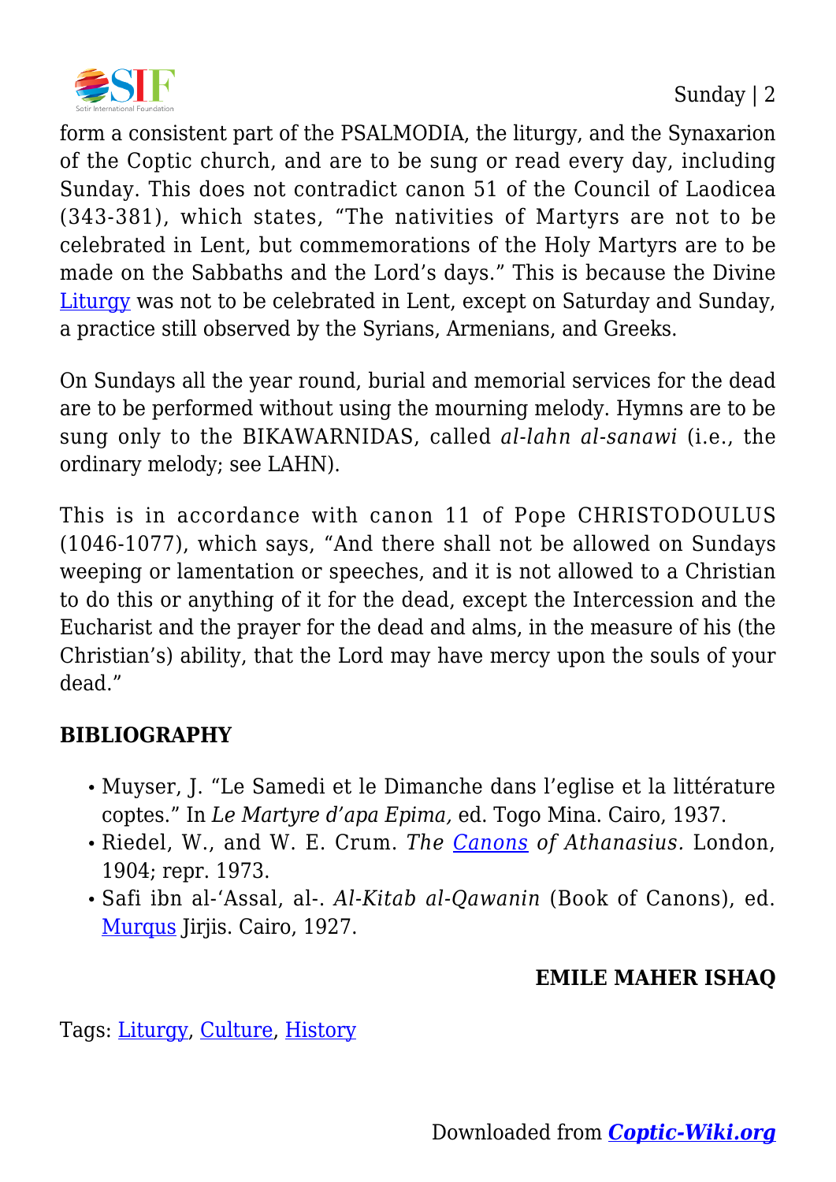form a consistent part of the PSALMODIA, the liturgy, and the Synaxarion of the Coptic church, and are to be sung or read every day, including Sunday. This does not contradict canon 51 of the Council of Laodicea (343-381), which states, "The nativities of Martyrs are not to be celebrated in Lent, but commemorations of the Holy Martyrs are to be made on the Sabbaths and the Lord's days." This is because the Divine Liturgy was not to be celebrated in Lent, except on Saturday and Sunday, a practice still observed by the Syrians, Armenians, and Greeks.

On Sundays all the year round, burial and memorial services for the dead are to be performed without using the mourning melody. Hymns are to be sung only to the BIKAWARNIDAS, called *al-lahn al-sanawi* (i.e., the ordinary melody; see LAHN).

This is in accordance with canon 11 of Pope CHRISTODOULUS (1046-1077), which says, "And there shall not be allowed on Sundays weeping or lamentation or speeches, and it is not allowed to a Christian to do this or anything of it for the dead, except the Intercession and the Eucharist and the prayer for the dead and alms, in the measure of his (the Christian's) ability, that the Lord may have mercy upon the souls of your dead."

**BIBLIOGRAPHY**

- Muyser, J. "Le Samedi et le Dimanche dans l'eglise et la littérature coptes." In *Le Martyre d'apa Epima,* ed. Togo Mina. Cairo, 1937.
- Riedel, W., and W. E. Crum. *The Canons of Athanasius.* London, 1904; repr. 1973.
- Safi ibn al-'Assal, al-. *Al-Kitab al-Qawanin* (Book of Canons), ed. Murqus Jirjis. Cairo, 1927.

**EMILE MAHER ISHAQ**

Tags: Liturgy, Culture, History